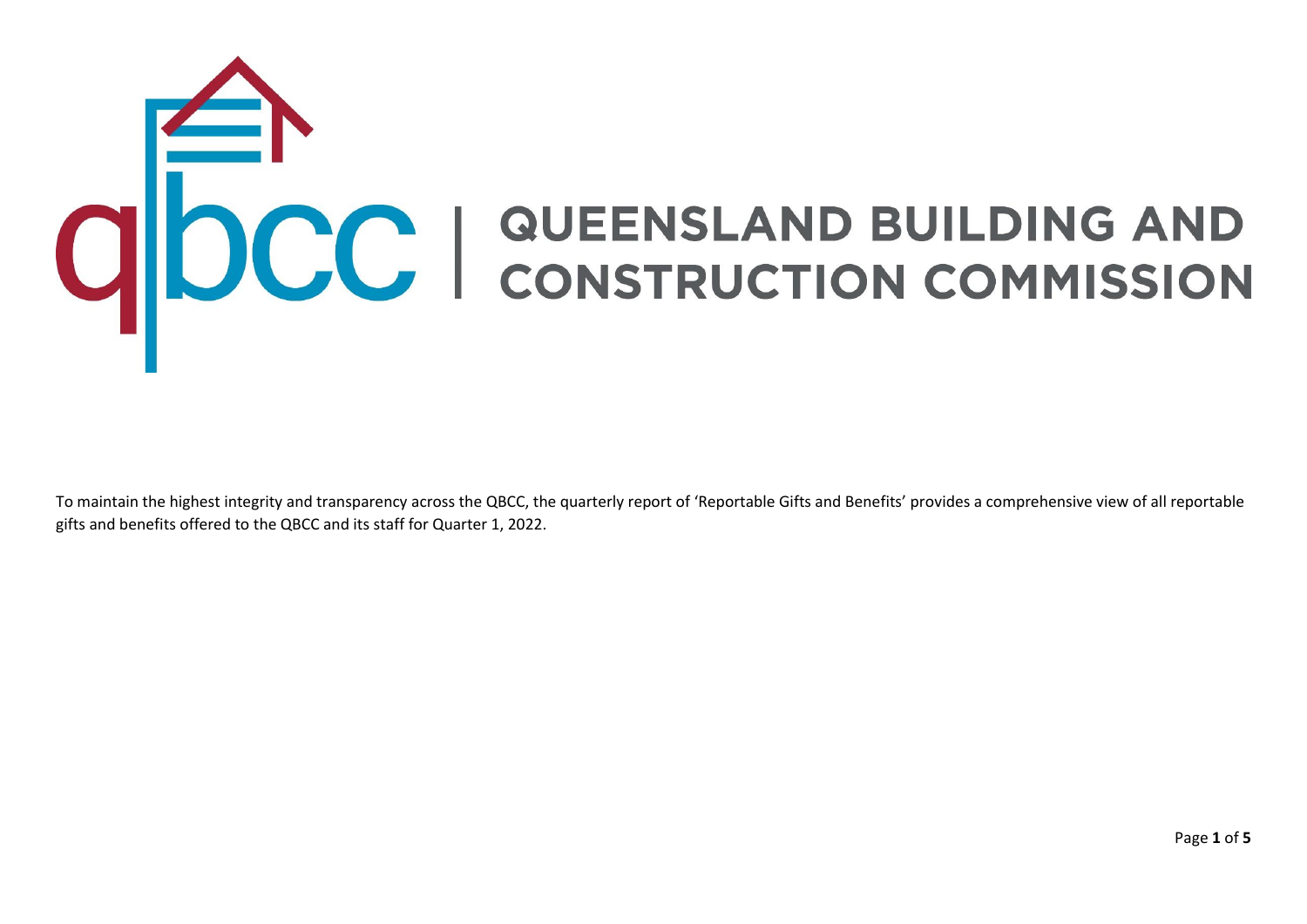# QUEENSLAND BUILDING AND CONSTRUCTION COMMISSION

To maintain the highest integrity and transparency across the QBCC, the quarterly report of 'Reportable Gifts and Benefits' provides a comprehensive view of all reportable gifts and benefits offered to the QBCC and its staff for Quarter 1, 2022.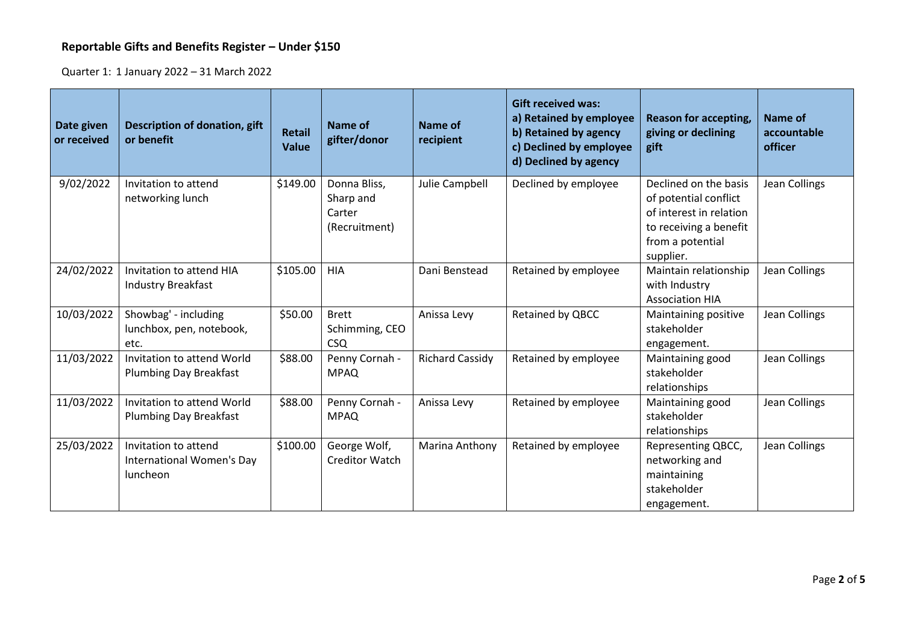## Reportable Gifts and Benefits Register – Under $150

Quarter 1: 1 January 2022 – 31 March 2022

| Date given or received | Description of donation, gift or benefit | Retail Value | Name of gifter/donor | Name of recipient | Gift received was: a) Retained by employee b) Retained by agency c) Declined by employee d) Declined by agency | Reason for accepting, giving or declining gift | Name of accountable officer |
|---|---|---|---|---|---|---|---|
| 9/02/2022 | Invitation to attend networking lunch | $149.00 | Donna Bliss, Sharp and Carter (Recruitment) | Julie Campbell | Declined by employee | Declined on the basis of potential conflict of interest in relation to receiving a benefit from a potential supplier. | Jean Collings |
| 24/02/2022 | Invitation to attend HIA Industry Breakfast | $105.00 | HIA | Dani Benstead | Retained by employee | Maintain relationship with Industry Association HIA | Jean Collings |
| 10/03/2022 | Showbag' - including lunchbox, pen, notebook, etc. | $50.00 | Brett Schimming, CEO CSQ | Anissa Levy | Retained by QBCC | Maintaining positive stakeholder engagement. | Jean Collings |
| 11/03/2022 | Invitation to attend World Plumbing Day Breakfast | $88.00 | Penny Cornah - MPAQ | Richard Cassidy | Retained by employee | Maintaining good stakeholder relationships | Jean Collings |
| 11/03/2022 | Invitation to attend World Plumbing Day Breakfast | $88.00 | Penny Cornah - MPAQ | Anissa Levy | Retained by employee | Maintaining good stakeholder relationships | Jean Collings |
| 25/03/2022 | Invitation to attend International Women's Day luncheon | $100.00 | George Wolf, Creditor Watch | Marina Anthony | Retained by employee | Representing QBCC, networking and maintaining stakeholder engagement. | Jean Collings |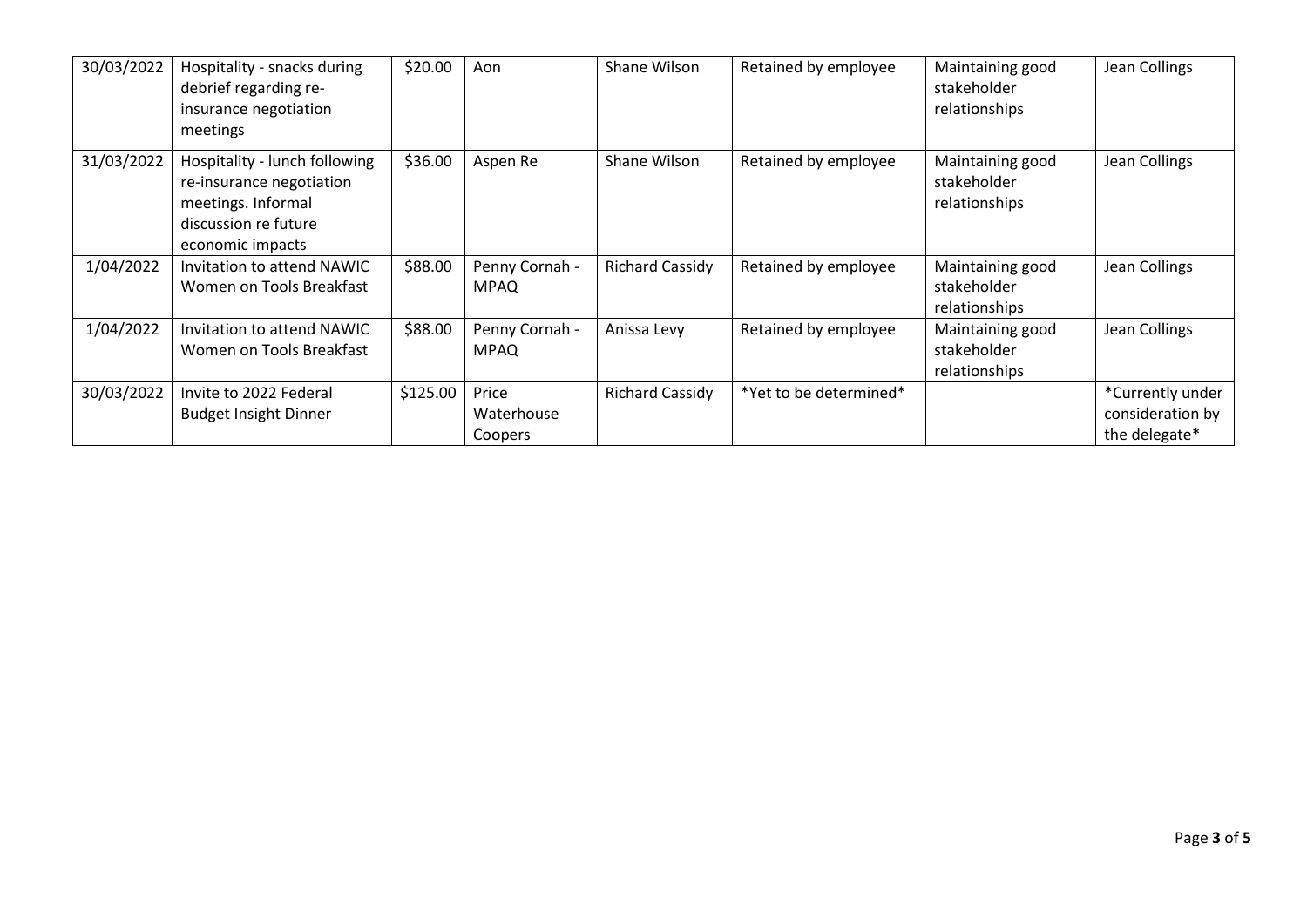| | | | | | | | |
|---|---|---|---|---|---|---|---|
| 30/03/2022 | Hospitality - snacks during debrief regarding re-insurance negotiation meetings | $20.00 | Aon | Shane Wilson | Retained by employee | Maintaining good stakeholder relationships | Jean Collings |
| 31/03/2022 | Hospitality - lunch following re-insurance negotiation meetings. Informal discussion re future economic impacts | $36.00 | Aspen Re | Shane Wilson | Retained by employee | Maintaining good stakeholder relationships | Jean Collings |
| 1/04/2022 | Invitation to attend NAWIC Women on Tools Breakfast | $88.00 | Penny Cornah - MPAQ | Richard Cassidy | Retained by employee | Maintaining good stakeholder relationships | Jean Collings |
| 1/04/2022 | Invitation to attend NAWIC Women on Tools Breakfast | $88.00 | Penny Cornah - MPAQ | Anissa Levy | Retained by employee | Maintaining good stakeholder relationships | Jean Collings |
| 30/03/2022 | Invite to 2022 Federal Budget Insight Dinner | $125.00 | Price Waterhouse Coopers | Richard Cassidy | *Yet to be determined* | | *Currently under consideration by the delegate* |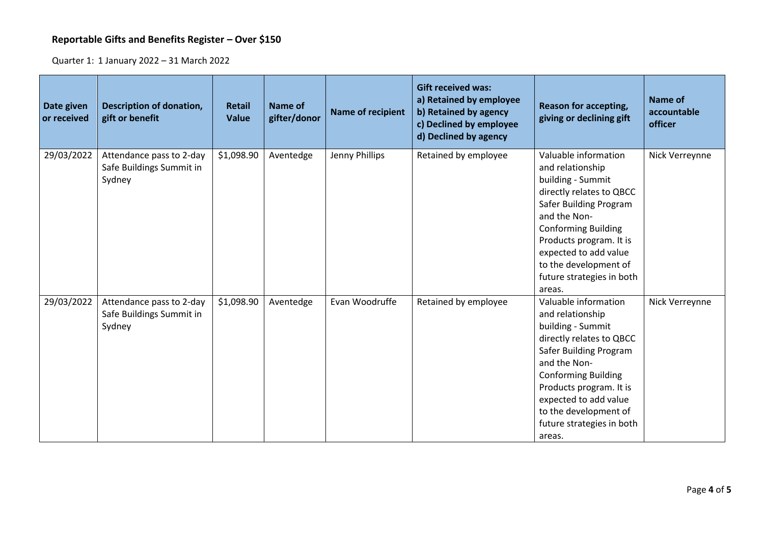## Reportable Gifts and Benefits Register – Over $150

Quarter 1: 1 January 2022 – 31 March 2022

| Date given or received | Description of donation, gift or benefit | Retail Value | Name of gifter/donor | Name of recipient | Gift received was: a) Retained by employee b) Retained by agency c) Declined by employee d) Declined by agency | Reason for accepting, giving or declining gift | Name of accountable officer |
|---|---|---|---|---|---|---|---|
| 29/03/2022 | Attendance pass to 2-day Safe Buildings Summit in Sydney | $1,098.90 | Aventedge | Jenny Phillips | Retained by employee | Valuable information and relationship building - Summit directly relates to QBCC Safer Building Program and the Non-Conforming Building Products program. It is expected to add value to the development of future strategies in both areas. | Nick Verreynne |
| 29/03/2022 | Attendance pass to 2-day Safe Buildings Summit in Sydney | $1,098.90 | Aventedge | Evan Woodruffe | Retained by employee | Valuable information and relationship building - Summit directly relates to QBCC Safer Building Program and the Non-Conforming Building Products program. It is expected to add value to the development of future strategies in both areas. | Nick Verreynne |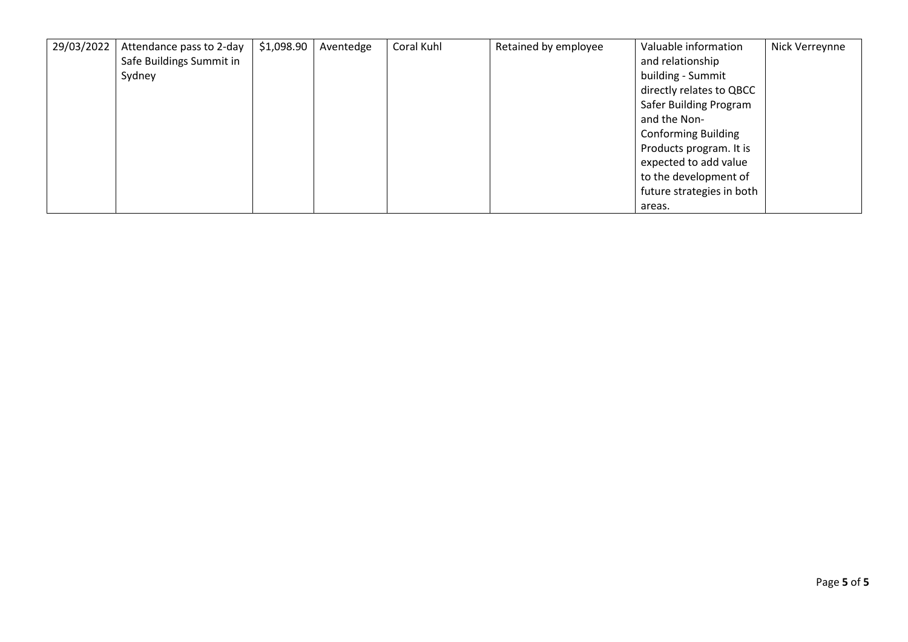| | | | | | | | |
|---|---|---|---|---|---|---|---|
| 29/03/2022 | Attendance pass to 2-day Safe Buildings Summit in Sydney | $1,098.90 | Aventedge | Coral Kuhl | Retained by employee | Valuable information and relationship building - Summit directly relates to QBCC Safer Building Program and the Non-Conforming Building Products program. It is expected to add value to the development of future strategies in both areas. | Nick Verreynne |